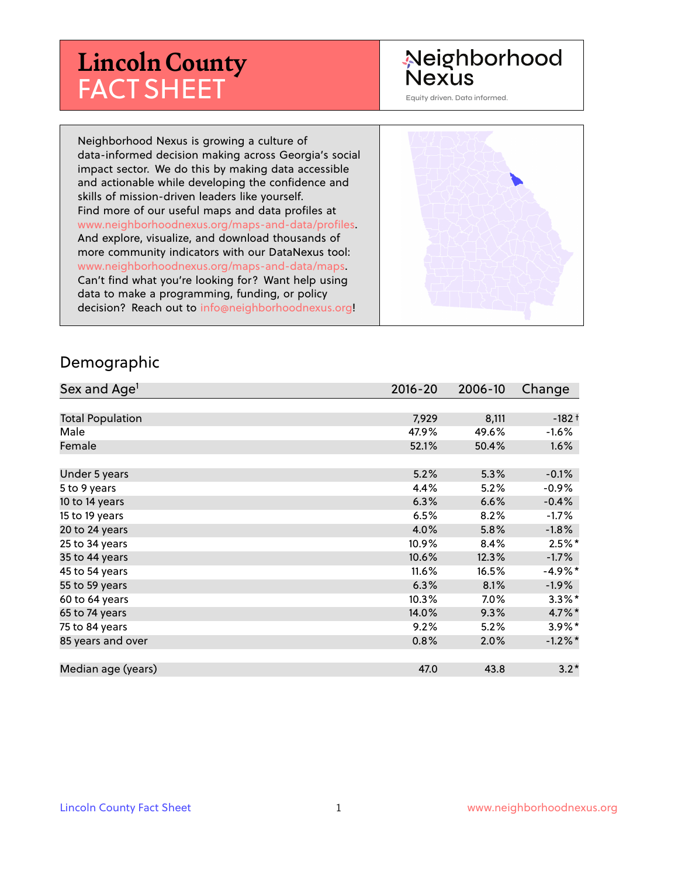# Lincoln County FACT SHEET

Neighborhood Nexus

Equity driven. Data informed.

Neighborhood Nexus is growing a culture of data-informed decision making across Georgia's social impact sector. We do this by making data accessible and actionable while developing the confidence and skills of mission-driven leaders like yourself. Find more of our useful maps and data profiles at www.neighborhoodnexus.org/maps-and-data/profiles. And explore, visualize, and download thousands of more community indicators with our DataNexus tool: www.neighborhoodnexus.org/maps-and-data/maps. Can't find what you're looking for? Want help using data to make a programming, funding, or policy decision? Reach out to info@neighborhoodnexus.org!

## Demographic

| Sex and Age[1] | 2016-20 | 2006-10 | Change |
|---|---|---|---|
| Total Population | 7,929 | 8,111 | -182 † |
| Male | 47.9% | 49.6% | -1.6% |
| Female | 52.1% | 50.4% | 1.6% |
| | | | |
| Under 5 years | 5.2% | 5.3% | -0.1% |
| 5 to 9 years | 4.4% | 5.2% | -0.9% |
| 10 to 14 years | 6.3% | 6.6% | -0.4% |
| 15 to 19 years | 6.5% | 8.2% | -1.7% |
| 20 to 24 years | 4.0% | 5.8% | -1.8% |
| 25 to 34 years | 10.9% | 8.4% | 2.5%* |
| 35 to 44 years | 10.6% | 12.3% | -1.7% |
| 45 to 54 years | 11.6% | 16.5% | -4.9%* |
| 55 to 59 years | 6.3% | 8.1% | -1.9% |
| 60 to 64 years | 10.3% | 7.0% | 3.3%* |
| 65 to 74 years | 14.0% | 9.3% | 4.7%* |
| 75 to 84 years | 9.2% | 5.2% | 3.9%* |
| 85 years and over | 0.8% | 2.0% | -1.2%* |
| | | | |
| Median age (years) | 47.0 | 43.8 | 3.2* |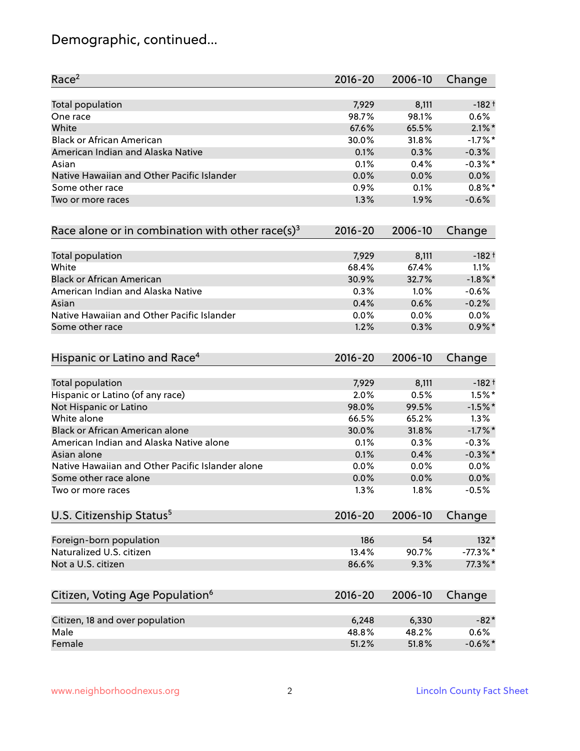# Demographic, continued...

| Race[2] | 2016-20 | 2006-10 | Change |
|---|---|---|---|
| Total population | 7,929 | 8,111 | -182† |
| One race | 98.7% | 98.1% | 0.6% |
| White | 67.6% | 65.5% | 2.1%* |
| Black or African American | 30.0% | 31.8% | -1.7%* |
| American Indian and Alaska Native | 0.1% | 0.3% | -0.3% |
| Asian | 0.1% | 0.4% | -0.3%* |
| Native Hawaiian and Other Pacific Islander | 0.0% | 0.0% | 0.0% |
| Some other race | 0.9% | 0.1% | 0.8%* |
| Two or more races | 1.3% | 1.9% | -0.6% |

| Race alone or in combination with other race(s)[3] | 2016-20 | 2006-10 | Change |
|---|---|---|---|
| Total population | 7,929 | 8,111 | -182† |
| White | 68.4% | 67.4% | 1.1% |
| Black or African American | 30.9% | 32.7% | -1.8%* |
| American Indian and Alaska Native | 0.3% | 1.0% | -0.6% |
| Asian | 0.4% | 0.6% | -0.2% |
| Native Hawaiian and Other Pacific Islander | 0.0% | 0.0% | 0.0% |
| Some other race | 1.2% | 0.3% | 0.9%* |

| Hispanic or Latino and Race[4] | 2016-20 | 2006-10 | Change |
|---|---|---|---|
| Total population | 7,929 | 8,111 | -182† |
| Hispanic or Latino (of any race) | 2.0% | 0.5% | 1.5%* |
| Not Hispanic or Latino | 98.0% | 99.5% | -1.5%* |
| White alone | 66.5% | 65.2% | 1.3% |
| Black or African American alone | 30.0% | 31.8% | -1.7%* |
| American Indian and Alaska Native alone | 0.1% | 0.3% | -0.3% |
| Asian alone | 0.1% | 0.4% | -0.3%* |
| Native Hawaiian and Other Pacific Islander alone | 0.0% | 0.0% | 0.0% |
| Some other race alone | 0.0% | 0.0% | 0.0% |
| Two or more races | 1.3% | 1.8% | -0.5% |

| U.S. Citizenship Status[5] | 2016-20 | 2006-10 | Change |
|---|---|---|---|
| Foreign-born population | 186 | 54 | 132* |
| Naturalized U.S. citizen | 13.4% | 90.7% | -77.3%* |
| Not a U.S. citizen | 86.6% | 9.3% | 77.3%* |

| Citizen, Voting Age Population[6] | 2016-20 | 2006-10 | Change |
|---|---|---|---|
| Citizen, 18 and over population | 6,248 | 6,330 | -82* |
| Male | 48.8% | 48.2% | 0.6% |
| Female | 51.2% | 51.8% | -0.6%* |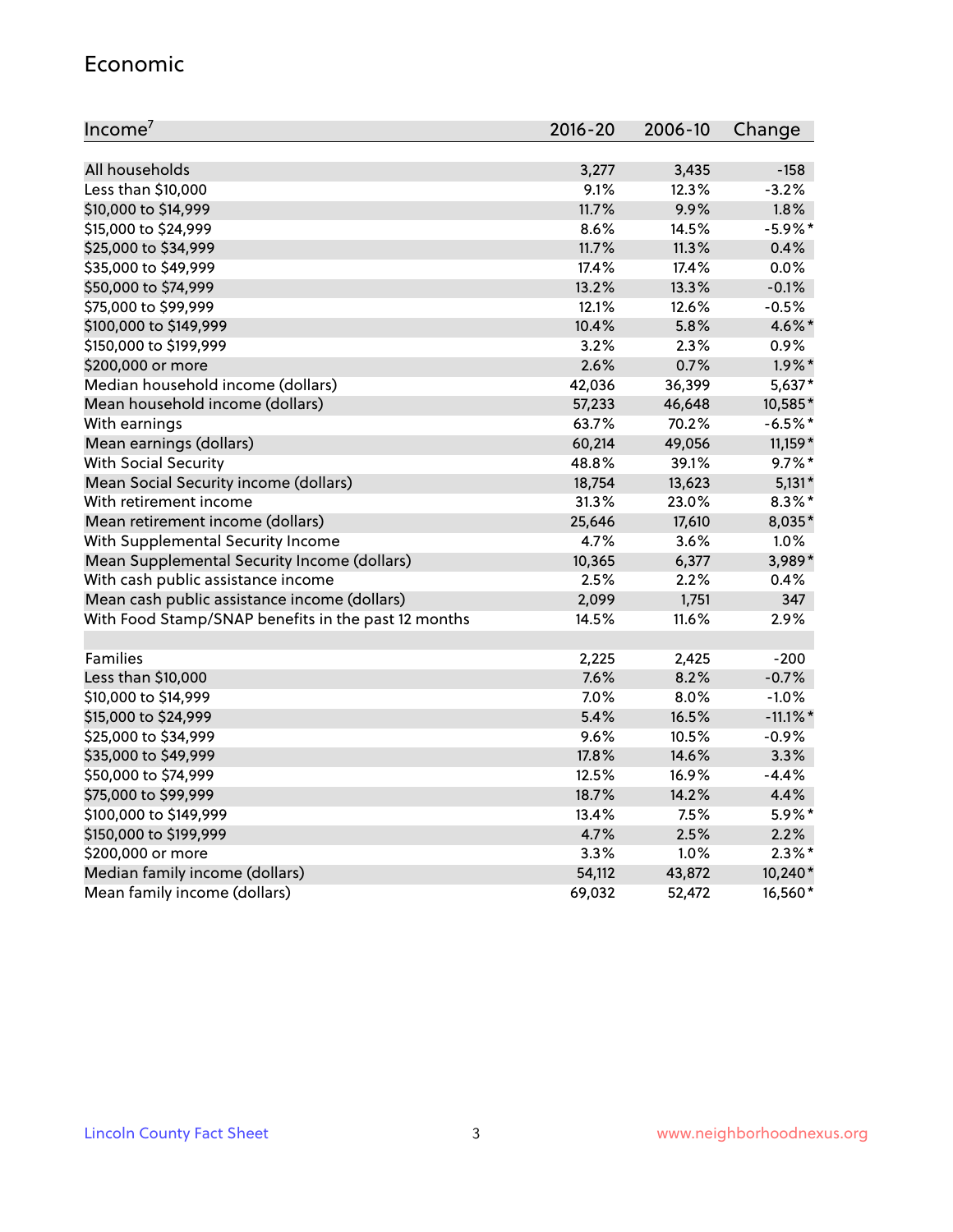## Economic

| Income[7] | 2016-20 | 2006-10 | Change |
|---|---|---|---|
| All households | 3,277 | 3,435 | -158 |
| Less than $10,000 | 9.1% | 12.3% | -3.2% |
| $10,000 to $14,999 | 11.7% | 9.9% | 1.8% |
| $15,000 to $24,999 | 8.6% | 14.5% | -5.9%* |
| $25,000 to $34,999 | 11.7% | 11.3% | 0.4% |
| $35,000 to $49,999 | 17.4% | 17.4% | 0.0% |
| $50,000 to $74,999 | 13.2% | 13.3% | -0.1% |
| $75,000 to $99,999 | 12.1% | 12.6% | -0.5% |
| $100,000 to $149,999 | 10.4% | 5.8% | 4.6%* |
| $150,000 to $199,999 | 3.2% | 2.3% | 0.9% |
| $200,000 or more | 2.6% | 0.7% | 1.9%* |
| Median household income (dollars) | 42,036 | 36,399 | 5,637* |
| Mean household income (dollars) | 57,233 | 46,648 | 10,585* |
| With earnings | 63.7% | 70.2% | -6.5%* |
| Mean earnings (dollars) | 60,214 | 49,056 | 11,159* |
| With Social Security | 48.8% | 39.1% | 9.7%* |
| Mean Social Security income (dollars) | 18,754 | 13,623 | 5,131* |
| With retirement income | 31.3% | 23.0% | 8.3%* |
| Mean retirement income (dollars) | 25,646 | 17,610 | 8,035* |
| With Supplemental Security Income | 4.7% | 3.6% | 1.0% |
| Mean Supplemental Security Income (dollars) | 10,365 | 6,377 | 3,989* |
| With cash public assistance income | 2.5% | 2.2% | 0.4% |
| Mean cash public assistance income (dollars) | 2,099 | 1,751 | 347 |
| With Food Stamp/SNAP benefits in the past 12 months | 14.5% | 11.6% | 2.9% |
| | | | |
| Families | 2,225 | 2,425 | -200 |
| Less than $10,000 | 7.6% | 8.2% | -0.7% |
| $10,000 to $14,999 | 7.0% | 8.0% | -1.0% |
| $15,000 to $24,999 | 5.4% | 16.5% | -11.1%* |
| $25,000 to $34,999 | 9.6% | 10.5% | -0.9% |
| $35,000 to $49,999 | 17.8% | 14.6% | 3.3% |
| $50,000 to $74,999 | 12.5% | 16.9% | -4.4% |
| $75,000 to $99,999 | 18.7% | 14.2% | 4.4% |
| $100,000 to $149,999 | 13.4% | 7.5% | 5.9%* |
| $150,000 to $199,999 | 4.7% | 2.5% | 2.2% |
| $200,000 or more | 3.3% | 1.0% | 2.3%* |
| Median family income (dollars) | 54,112 | 43,872 | 10,240* |
| Mean family income (dollars) | 69,032 | 52,472 | 16,560* |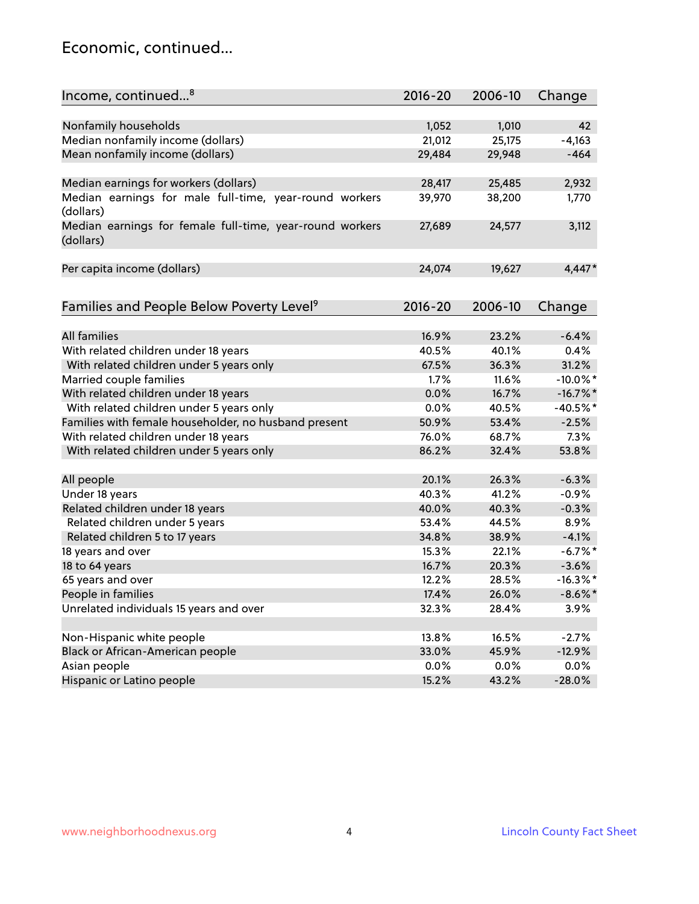## Economic, continued...

| Income, continued...[8] | 2016-20 | 2006-10 | Change |
|---|---|---|---|
| Nonfamily households | 1,052 | 1,010 | 42 |
| Median nonfamily income (dollars) | 21,012 | 25,175 | -4,163 |
| Mean nonfamily income (dollars) | 29,484 | 29,948 | -464 |
| Median earnings for workers (dollars) | 28,417 | 25,485 | 2,932 |
| Median earnings for male full-time, year-round workers (dollars) | 39,970 | 38,200 | 1,770 |
| Median earnings for female full-time, year-round workers (dollars) | 27,689 | 24,577 | 3,112 |
| Per capita income (dollars) | 24,074 | 19,627 | 4,447* |

| Families and People Below Poverty Level[9] | 2016-20 | 2006-10 | Change |
|---|---|---|---|
| All families | 16.9% | 23.2% | -6.4% |
| With related children under 18 years | 40.5% | 40.1% | 0.4% |
| With related children under 5 years only | 67.5% | 36.3% | 31.2% |
| Married couple families | 1.7% | 11.6% | -10.0%* |
| With related children under 18 years | 0.0% | 16.7% | -16.7%* |
| With related children under 5 years only | 0.0% | 40.5% | -40.5%* |
| Families with female householder, no husband present | 50.9% | 53.4% | -2.5% |
| With related children under 18 years | 76.0% | 68.7% | 7.3% |
| With related children under 5 years only | 86.2% | 32.4% | 53.8% |
| All people | 20.1% | 26.3% | -6.3% |
| Under 18 years | 40.3% | 41.2% | -0.9% |
| Related children under 18 years | 40.0% | 40.3% | -0.3% |
| Related children under 5 years | 53.4% | 44.5% | 8.9% |
| Related children 5 to 17 years | 34.8% | 38.9% | -4.1% |
| 18 years and over | 15.3% | 22.1% | -6.7%* |
| 18 to 64 years | 16.7% | 20.3% | -3.6% |
| 65 years and over | 12.2% | 28.5% | -16.3%* |
| People in families | 17.4% | 26.0% | -8.6%* |
| Unrelated individuals 15 years and over | 32.3% | 28.4% | 3.9% |
| Non-Hispanic white people | 13.8% | 16.5% | -2.7% |
| Black or African-American people | 33.0% | 45.9% | -12.9% |
| Asian people | 0.0% | 0.0% | 0.0% |
| Hispanic or Latino people | 15.2% | 43.2% | -28.0% |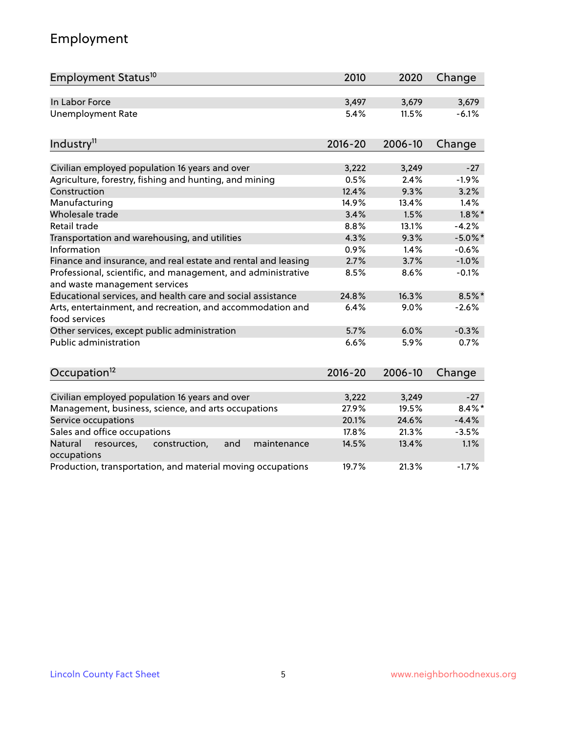## Employment

| Employment Status[10] | 2010 | 2020 | Change |
|---|---|---|---|
| In Labor Force | 3,497 | 3,679 | 3,679 |
| Unemployment Rate | 5.4% | 11.5% | -6.1% |

| Industry[11] | 2016-20 | 2006-10 | Change |
|---|---|---|---|
| Civilian employed population 16 years and over | 3,222 | 3,249 | -27 |
| Agriculture, forestry, fishing and hunting, and mining | 0.5% | 2.4% | -1.9% |
| Construction | 12.4% | 9.3% | 3.2% |
| Manufacturing | 14.9% | 13.4% | 1.4% |
| Wholesale trade | 3.4% | 1.5% | 1.8%* |
| Retail trade | 8.8% | 13.1% | -4.2% |
| Transportation and warehousing, and utilities | 4.3% | 9.3% | -5.0%* |
| Information | 0.9% | 1.4% | -0.6% |
| Finance and insurance, and real estate and rental and leasing | 2.7% | 3.7% | -1.0% |
| Professional, scientific, and management, and administrative and waste management services | 8.5% | 8.6% | -0.1% |
| Educational services, and health care and social assistance | 24.8% | 16.3% | 8.5%* |
| Arts, entertainment, and recreation, and accommodation and food services | 6.4% | 9.0% | -2.6% |
| Other services, except public administration | 5.7% | 6.0% | -0.3% |
| Public administration | 6.6% | 5.9% | 0.7% |

| Occupation[12] | 2016-20 | 2006-10 | Change |
|---|---|---|---|
| Civilian employed population 16 years and over | 3,222 | 3,249 | -27 |
| Management, business, science, and arts occupations | 27.9% | 19.5% | 8.4%* |
| Service occupations | 20.1% | 24.6% | -4.4% |
| Sales and office occupations | 17.8% | 21.3% | -3.5% |
| Natural resources, construction, and maintenance occupations | 14.5% | 13.4% | 1.1% |
| Production, transportation, and material moving occupations | 19.7% | 21.3% | -1.7% |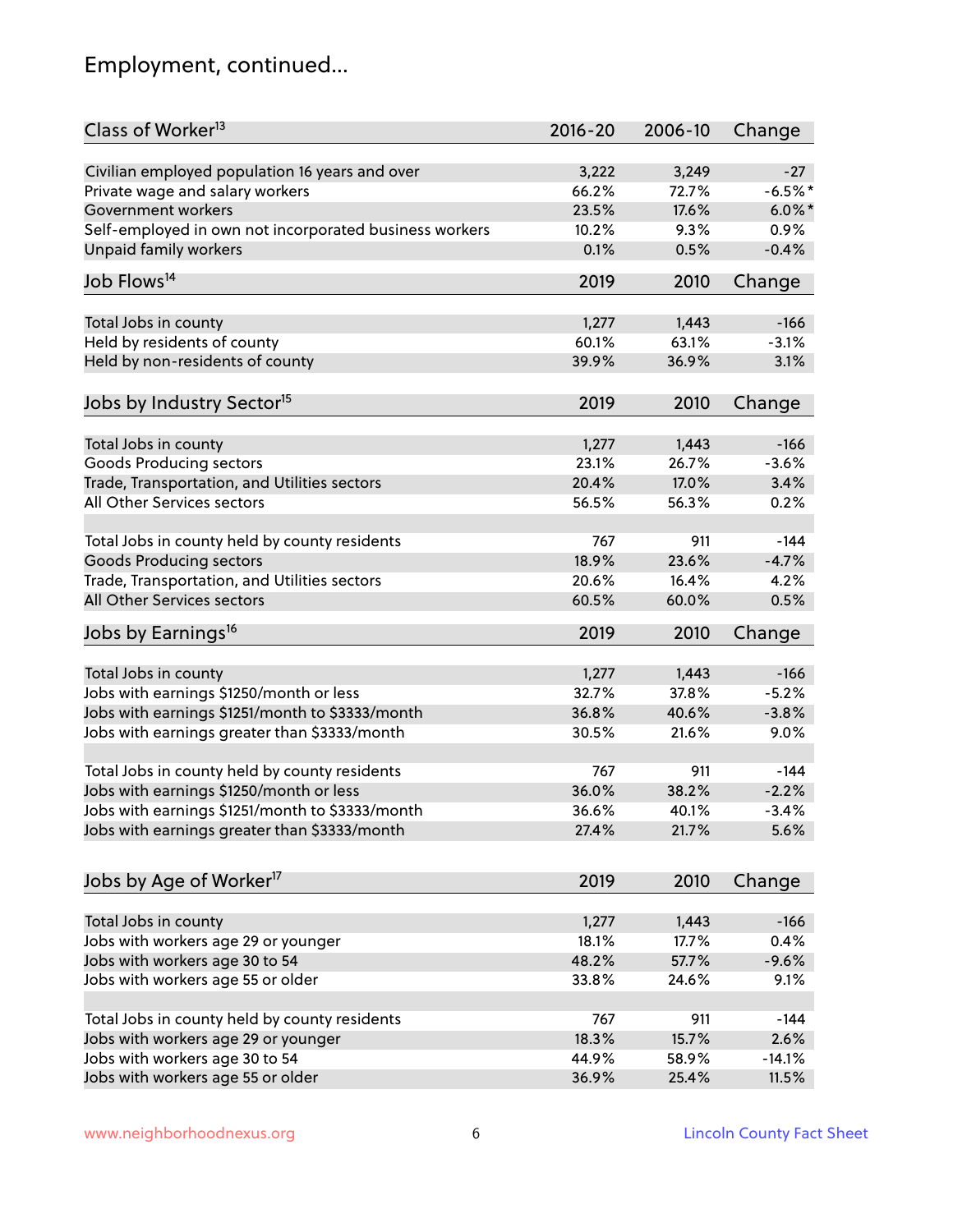# Employment, continued...

| Class of Worker[13] | 2016-20 | 2006-10 | Change |
|---|---|---|---|
| Civilian employed population 16 years and over | 3,222 | 3,249 | -27 |
| Private wage and salary workers | 66.2% | 72.7% | -6.5%* |
| Government workers | 23.5% | 17.6% | 6.0%* |
| Self-employed in own not incorporated business workers | 10.2% | 9.3% | 0.9% |
| Unpaid family workers | 0.1% | 0.5% | -0.4% |

| Job Flows[14] | 2019 | 2010 | Change |
|---|---|---|---|
| Total Jobs in county | 1,277 | 1,443 | -166 |
| Held by residents of county | 60.1% | 63.1% | -3.1% |
| Held by non-residents of county | 39.9% | 36.9% | 3.1% |

| Jobs by Industry Sector[15] | 2019 | 2010 | Change |
|---|---|---|---|
| Total Jobs in county | 1,277 | 1,443 | -166 |
| Goods Producing sectors | 23.1% | 26.7% | -3.6% |
| Trade, Transportation, and Utilities sectors | 20.4% | 17.0% | 3.4% |
| All Other Services sectors | 56.5% | 56.3% | 0.2% |
| | | | |
| Total Jobs in county held by county residents | 767 | 911 | -144 |
| Goods Producing sectors | 18.9% | 23.6% | -4.7% |
| Trade, Transportation, and Utilities sectors | 20.6% | 16.4% | 4.2% |
| All Other Services sectors | 60.5% | 60.0% | 0.5% |

| Jobs by Earnings[16] | 2019 | 2010 | Change |
|---|---|---|---|
| Total Jobs in county | 1,277 | 1,443 | -166 |
| Jobs with earnings $1250/month or less | 32.7% | 37.8% | -5.2% |
| Jobs with earnings $1251/month to $3333/month | 36.8% | 40.6% | -3.8% |
| Jobs with earnings greater than $3333/month | 30.5% | 21.6% | 9.0% |
| | | | |
| Total Jobs in county held by county residents | 767 | 911 | -144 |
| Jobs with earnings $1250/month or less | 36.0% | 38.2% | -2.2% |
| Jobs with earnings $1251/month to $3333/month | 36.6% | 40.1% | -3.4% |
| Jobs with earnings greater than $3333/month | 27.4% | 21.7% | 5.6% |

| Jobs by Age of Worker[17] | 2019 | 2010 | Change |
|---|---|---|---|
| Total Jobs in county | 1,277 | 1,443 | -166 |
| Jobs with workers age 29 or younger | 18.1% | 17.7% | 0.4% |
| Jobs with workers age 30 to 54 | 48.2% | 57.7% | -9.6% |
| Jobs with workers age 55 or older | 33.8% | 24.6% | 9.1% |
| | | | |
| Total Jobs in county held by county residents | 767 | 911 | -144 |
| Jobs with workers age 29 or younger | 18.3% | 15.7% | 2.6% |
| Jobs with workers age 30 to 54 | 44.9% | 58.9% | -14.1% |
| Jobs with workers age 55 or older | 36.9% | 25.4% | 11.5% |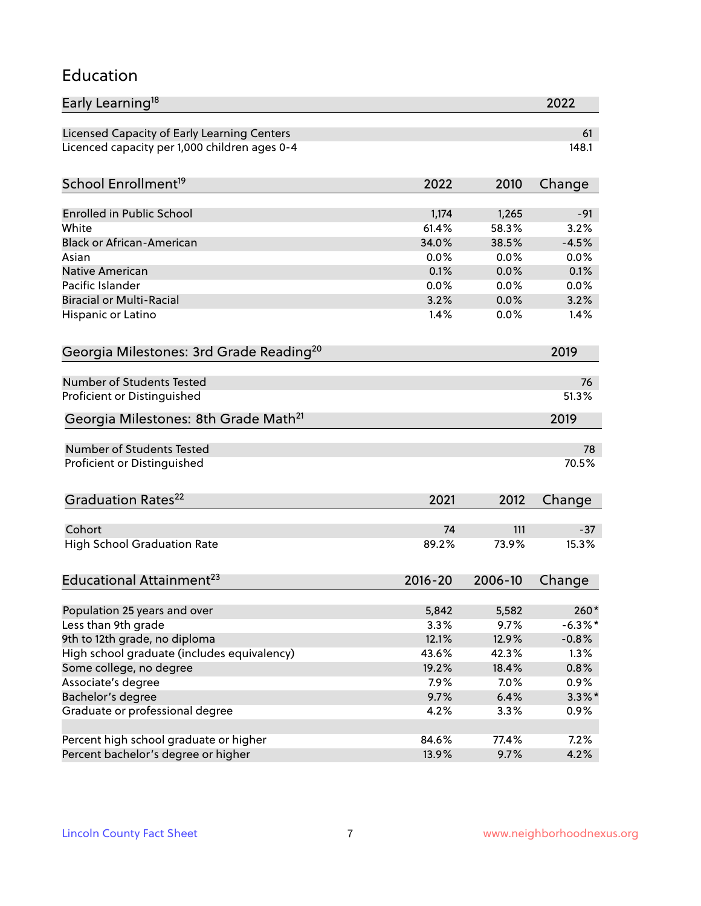## Education

| Early Learning[18] | 2022 |
|---|---|
| Licensed Capacity of Early Learning Centers | 61 |
| Licenced capacity per 1,000 children ages 0-4 | 148.1 |

| School Enrollment[19] | 2022 | 2010 | Change |
|---|---|---|---|
| Enrolled in Public School | 1,174 | 1,265 | -91 |
| White | 61.4% | 58.3% | 3.2% |
| Black or African-American | 34.0% | 38.5% | -4.5% |
| Asian | 0.0% | 0.0% | 0.0% |
| Native American | 0.1% | 0.0% | 0.1% |
| Pacific Islander | 0.0% | 0.0% | 0.0% |
| Biracial or Multi-Racial | 3.2% | 0.0% | 3.2% |
| Hispanic or Latino | 1.4% | 0.0% | 1.4% |

| Georgia Milestones: 3rd Grade Reading[20] | 2019 |
|---|---|
| Number of Students Tested | 76 |
| Proficient or Distinguished | 51.3% |

| Georgia Milestones: 8th Grade Math[21] | 2019 |
|---|---|
| Number of Students Tested | 78 |
| Proficient or Distinguished | 70.5% |

| Graduation Rates[22] | 2021 | 2012 | Change |
|---|---|---|---|
| Cohort | 74 | 111 | -37 |
| High School Graduation Rate | 89.2% | 73.9% | 15.3% |

| Educational Attainment[23] | 2016-20 | 2006-10 | Change |
|---|---|---|---|
| Population 25 years and over | 5,842 | 5,582 | 260* |
| Less than 9th grade | 3.3% | 9.7% | -6.3%* |
| 9th to 12th grade, no diploma | 12.1% | 12.9% | -0.8% |
| High school graduate (includes equivalency) | 43.6% | 42.3% | 1.3% |
| Some college, no degree | 19.2% | 18.4% | 0.8% |
| Associate's degree | 7.9% | 7.0% | 0.9% |
| Bachelor's degree | 9.7% | 6.4% | 3.3%* |
| Graduate or professional degree | 4.2% | 3.3% | 0.9% |
| | | | |
| Percent high school graduate or higher | 84.6% | 77.4% | 7.2% |
| Percent bachelor's degree or higher | 13.9% | 9.7% | 4.2% |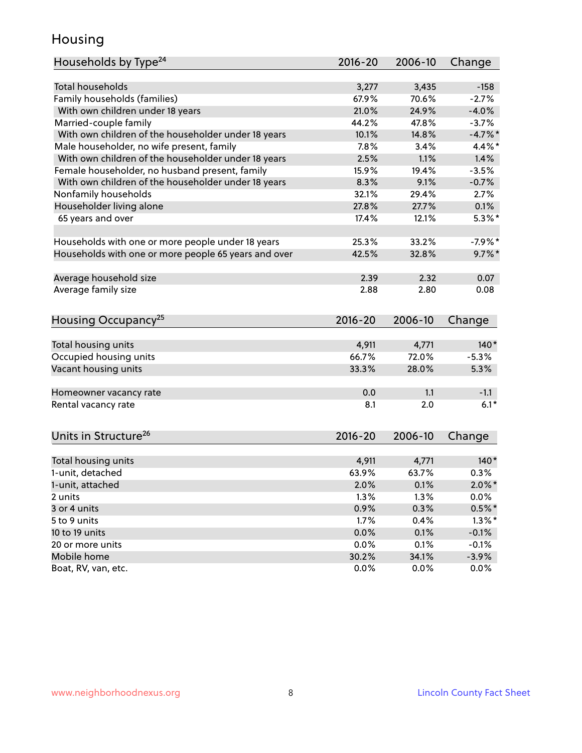# Housing

| Households by Type[24] | 2016-20 | 2006-10 | Change |
|---|---|---|---|
| Total households | 3,277 | 3,435 | -158 |
| Family households (families) | 67.9% | 70.6% | -2.7% |
| With own children under 18 years | 21.0% | 24.9% | -4.0% |
| Married-couple family | 44.2% | 47.8% | -3.7% |
| With own children of the householder under 18 years | 10.1% | 14.8% | -4.7%* |
| Male householder, no wife present, family | 7.8% | 3.4% | 4.4%* |
| With own children of the householder under 18 years | 2.5% | 1.1% | 1.4% |
| Female householder, no husband present, family | 15.9% | 19.4% | -3.5% |
| With own children of the householder under 18 years | 8.3% | 9.1% | -0.7% |
| Nonfamily households | 32.1% | 29.4% | 2.7% |
| Householder living alone | 27.8% | 27.7% | 0.1% |
| 65 years and over | 17.4% | 12.1% | 5.3%* |
| | | | |
| Households with one or more people under 18 years | 25.3% | 33.2% | -7.9%* |
| Households with one or more people 65 years and over | 42.5% | 32.8% | 9.7%* |
| | | | |
| Average household size | 2.39 | 2.32 | 0.07 |
| Average family size | 2.88 | 2.80 | 0.08 |

| Housing Occupancy[25] | 2016-20 | 2006-10 | Change |
|---|---|---|---|
| Total housing units | 4,911 | 4,771 | 140* |
| Occupied housing units | 66.7% | 72.0% | -5.3% |
| Vacant housing units | 33.3% | 28.0% | 5.3% |
| | | | |
| Homeowner vacancy rate | 0.0 | 1.1 | -1.1 |
| Rental vacancy rate | 8.1 | 2.0 | 6.1* |

| Units in Structure[26] | 2016-20 | 2006-10 | Change |
|---|---|---|---|
| Total housing units | 4,911 | 4,771 | 140* |
| 1-unit, detached | 63.9% | 63.7% | 0.3% |
| 1-unit, attached | 2.0% | 0.1% | 2.0%* |
| 2 units | 1.3% | 1.3% | 0.0% |
| 3 or 4 units | 0.9% | 0.3% | 0.5%* |
| 5 to 9 units | 1.7% | 0.4% | 1.3%* |
| 10 to 19 units | 0.0% | 0.1% | -0.1% |
| 20 or more units | 0.0% | 0.1% | -0.1% |
| Mobile home | 30.2% | 34.1% | -3.9% |
| Boat, RV, van, etc. | 0.0% | 0.0% | 0.0% |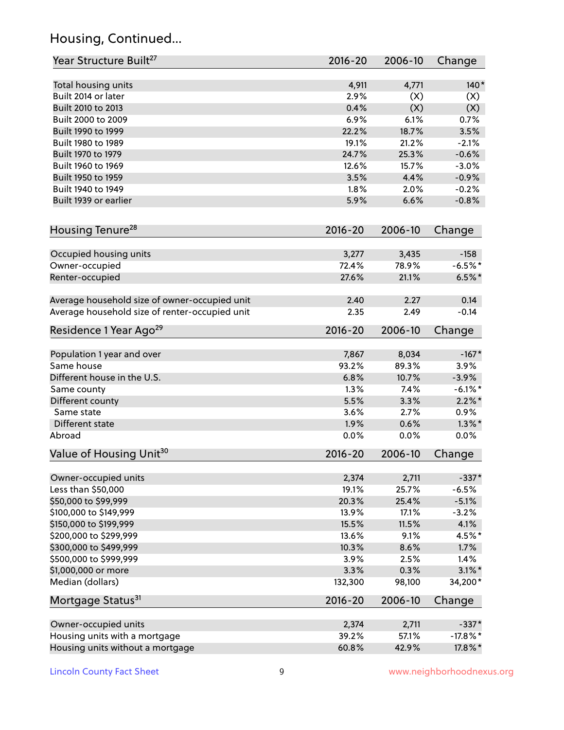## Housing, Continued...

| Year Structure Built[27] | 2016-20 | 2006-10 | Change |
|---|---|---|---|
| Total housing units | 4,911 | 4,771 | 140* |
| Built 2014 or later | 2.9% | (X) | (X) |
| Built 2010 to 2013 | 0.4% | (X) | (X) |
| Built 2000 to 2009 | 6.9% | 6.1% | 0.7% |
| Built 1990 to 1999 | 22.2% | 18.7% | 3.5% |
| Built 1980 to 1989 | 19.1% | 21.2% | -2.1% |
| Built 1970 to 1979 | 24.7% | 25.3% | -0.6% |
| Built 1960 to 1969 | 12.6% | 15.7% | -3.0% |
| Built 1950 to 1959 | 3.5% | 4.4% | -0.9% |
| Built 1940 to 1949 | 1.8% | 2.0% | -0.2% |
| Built 1939 or earlier | 5.9% | 6.6% | -0.8% |

| Housing Tenure[28] | 2016-20 | 2006-10 | Change |
|---|---|---|---|
| Occupied housing units | 3,277 | 3,435 | -158 |
| Owner-occupied | 72.4% | 78.9% | -6.5%* |
| Renter-occupied | 27.6% | 21.1% | 6.5%* |
| Average household size of owner-occupied unit | 2.40 | 2.27 | 0.14 |
| Average household size of renter-occupied unit | 2.35 | 2.49 | -0.14 |

| Residence 1 Year Ago[29] | 2016-20 | 2006-10 | Change |
|---|---|---|---|
| Population 1 year and over | 7,867 | 8,034 | -167* |
| Same house | 93.2% | 89.3% | 3.9% |
| Different house in the U.S. | 6.8% | 10.7% | -3.9% |
| Same county | 1.3% | 7.4% | -6.1%* |
| Different county | 5.5% | 3.3% | 2.2%* |
| Same state | 3.6% | 2.7% | 0.9% |
| Different state | 1.9% | 0.6% | 1.3%* |
| Abroad | 0.0% | 0.0% | 0.0% |

| Value of Housing Unit[30] | 2016-20 | 2006-10 | Change |
|---|---|---|---|
| Owner-occupied units | 2,374 | 2,711 | -337* |
| Less than $50,000 | 19.1% | 25.7% | -6.5% |
| $50,000 to $99,999 | 20.3% | 25.4% | -5.1% |
| $100,000 to $149,999 | 13.9% | 17.1% | -3.2% |
| $150,000 to $199,999 | 15.5% | 11.5% | 4.1% |
| $200,000 to $299,999 | 13.6% | 9.1% | 4.5%* |
| $300,000 to $499,999 | 10.3% | 8.6% | 1.7% |
| $500,000 to $999,999 | 3.9% | 2.5% | 1.4% |
| $1,000,000 or more | 3.3% | 0.3% | 3.1%* |
| Median (dollars) | 132,300 | 98,100 | 34,200* |

| Mortgage Status[31] | 2016-20 | 2006-10 | Change |
|---|---|---|---|
| Owner-occupied units | 2,374 | 2,711 | -337* |
| Housing units with a mortgage | 39.2% | 57.1% | -17.8%* |
| Housing units without a mortgage | 60.8% | 42.9% | 17.8%* |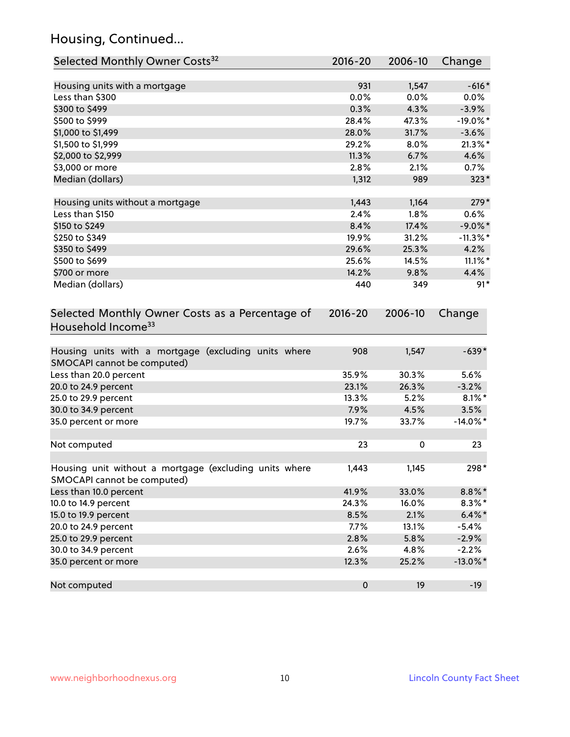## Housing, Continued...

| Selected Monthly Owner Costs[32] | 2016-20 | 2006-10 | Change |
|---|---|---|---|
| Housing units with a mortgage | 931 | 1,547 | -616* |
| Less than $300 | 0.0% | 0.0% | 0.0% |
| $300 to $499 | 0.3% | 4.3% | -3.9% |
| $500 to $999 | 28.4% | 47.3% | -19.0%* |
| $1,000 to $1,499 | 28.0% | 31.7% | -3.6% |
| $1,500 to $1,999 | 29.2% | 8.0% | 21.3%* |
| $2,000 to $2,999 | 11.3% | 6.7% | 4.6% |
| $3,000 or more | 2.8% | 2.1% | 0.7% |
| Median (dollars) | 1,312 | 989 | 323* |
| | | | |
| Housing units without a mortgage | 1,443 | 1,164 | 279* |
| Less than $150 | 2.4% | 1.8% | 0.6% |
| $150 to $249 | 8.4% | 17.4% | -9.0%* |
| $250 to $349 | 19.9% | 31.2% | -11.3%* |
| $350 to $499 | 29.6% | 25.3% | 4.2% |
| $500 to $699 | 25.6% | 14.5% | 11.1%* |
| $700 or more | 14.2% | 9.8% | 4.4% |
| Median (dollars) | 440 | 349 | 91* |

| Selected Monthly Owner Costs as a Percentage of Household Income[33] | 2016-20 | 2006-10 | Change |
|---|---|---|---|
| Housing units with a mortgage (excluding units where SMOCAPI cannot be computed) | 908 | 1,547 | -639* |
| Less than 20.0 percent | 35.9% | 30.3% | 5.6% |
| 20.0 to 24.9 percent | 23.1% | 26.3% | -3.2% |
| 25.0 to 29.9 percent | 13.3% | 5.2% | 8.1%* |
| 30.0 to 34.9 percent | 7.9% | 4.5% | 3.5% |
| 35.0 percent or more | 19.7% | 33.7% | -14.0%* |
| | | | |
| Not computed | 23 | 0 | 23 |
| | | | |
| Housing unit without a mortgage (excluding units where SMOCAPI cannot be computed) | 1,443 | 1,145 | 298* |
| Less than 10.0 percent | 41.9% | 33.0% | 8.8%* |
| 10.0 to 14.9 percent | 24.3% | 16.0% | 8.3%* |
| 15.0 to 19.9 percent | 8.5% | 2.1% | 6.4%* |
| 20.0 to 24.9 percent | 7.7% | 13.1% | -5.4% |
| 25.0 to 29.9 percent | 2.8% | 5.8% | -2.9% |
| 30.0 to 34.9 percent | 2.6% | 4.8% | -2.2% |
| 35.0 percent or more | 12.3% | 25.2% | -13.0%* |
| | | | |
| Not computed | 0 | 19 | -19 |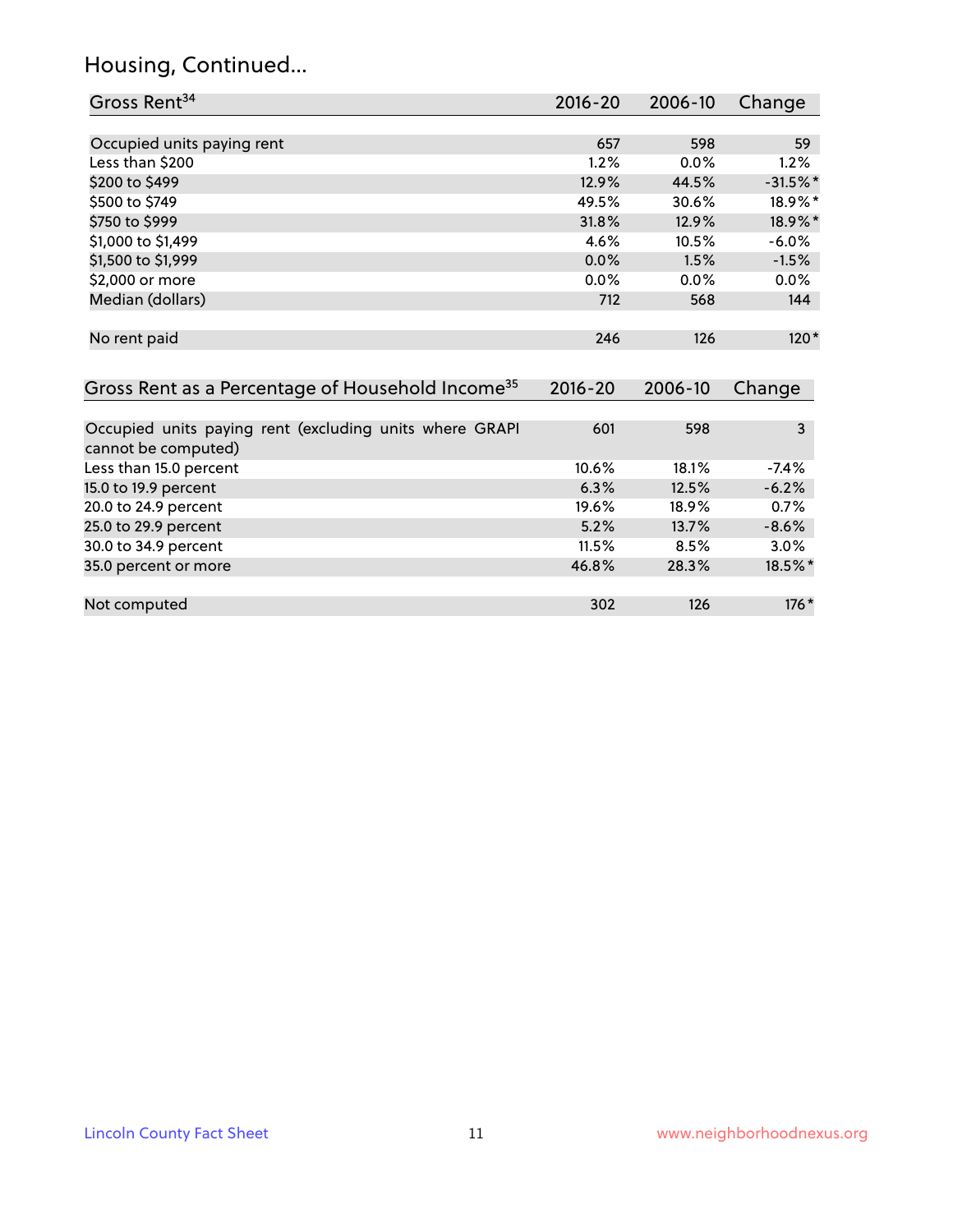# Housing, Continued...

| Gross Rent[34] | 2016-20 | 2006-10 | Change |
|---|---|---|---|
| Occupied units paying rent | 657 | 598 | 59 |
| Less than $200 | 1.2% | 0.0% | 1.2% |
| $200 to $499 | 12.9% | 44.5% | -31.5%* |
| $500 to $749 | 49.5% | 30.6% | 18.9%* |
| $750 to $999 | 31.8% | 12.9% | 18.9%* |
| $1,000 to $1,499 | 4.6% | 10.5% | -6.0% |
| $1,500 to $1,999 | 0.0% | 1.5% | -1.5% |
| $2,000 or more | 0.0% | 0.0% | 0.0% |
| Median (dollars) | 712 | 568 | 144 |
| No rent paid | 246 | 126 | 120* |

| Gross Rent as a Percentage of Household Income[35] | 2016-20 | 2006-10 | Change |
|---|---|---|---|
| Occupied units paying rent (excluding units where GRAPI cannot be computed) | 601 | 598 | 3 |
| Less than 15.0 percent | 10.6% | 18.1% | -7.4% |
| 15.0 to 19.9 percent | 6.3% | 12.5% | -6.2% |
| 20.0 to 24.9 percent | 19.6% | 18.9% | 0.7% |
| 25.0 to 29.9 percent | 5.2% | 13.7% | -8.6% |
| 30.0 to 34.9 percent | 11.5% | 8.5% | 3.0% |
| 35.0 percent or more | 46.8% | 28.3% | 18.5%* |
| Not computed | 302 | 126 | 176* |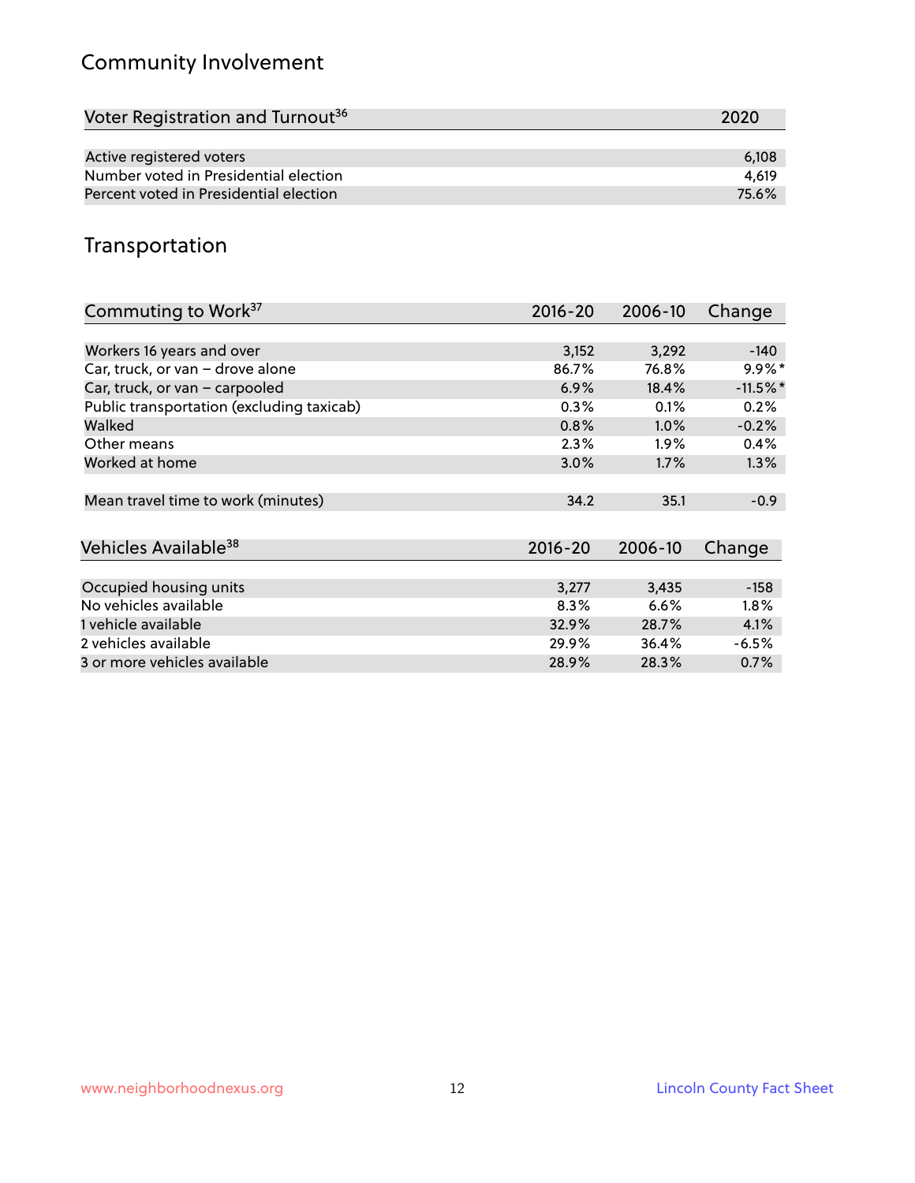## Community Involvement

| Voter Registration and Turnout[36] | 2020 |
|---|---|
| Active registered voters | 6,108 |
| Number voted in Presidential election | 4,619 |
| Percent voted in Presidential election | 75.6% |

## Transportation

| Commuting to Work[37] | 2016-20 | 2006-10 | Change |
|---|---|---|---|
| Workers 16 years and over | 3,152 | 3,292 | -140 |
| Car, truck, or van – drove alone | 86.7% | 76.8% | 9.9%* |
| Car, truck, or van – carpooled | 6.9% | 18.4% | -11.5%* |
| Public transportation (excluding taxicab) | 0.3% | 0.1% | 0.2% |
| Walked | 0.8% | 1.0% | -0.2% |
| Other means | 2.3% | 1.9% | 0.4% |
| Worked at home | 3.0% | 1.7% | 1.3% |
| Mean travel time to work (minutes) | 34.2 | 35.1 | -0.9 |

| Vehicles Available[38] | 2016-20 | 2006-10 | Change |
|---|---|---|---|
| Occupied housing units | 3,277 | 3,435 | -158 |
| No vehicles available | 8.3% | 6.6% | 1.8% |
| 1 vehicle available | 32.9% | 28.7% | 4.1% |
| 2 vehicles available | 29.9% | 36.4% | -6.5% |
| 3 or more vehicles available | 28.9% | 28.3% | 0.7% |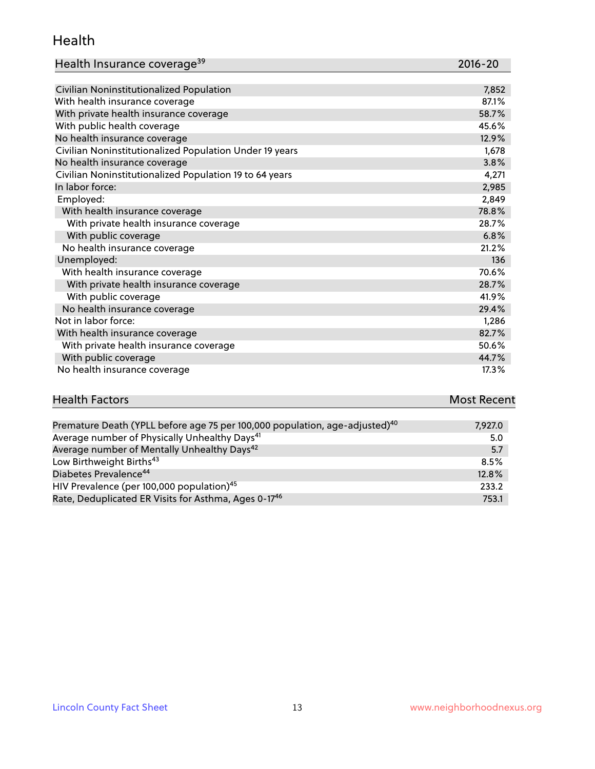## Health

| Health Insurance coverage[39] | 2016-20 |
|---|---|
| Civilian Noninstitutionalized Population | 7,852 |
| With health insurance coverage | 87.1% |
| With private health insurance coverage | 58.7% |
| With public health coverage | 45.6% |
| No health insurance coverage | 12.9% |
| Civilian Noninstitutionalized Population Under 19 years | 1,678 |
| No health insurance coverage | 3.8% |
| Civilian Noninstitutionalized Population 19 to 64 years | 4,271 |
| In labor force: | 2,985 |
| Employed: | 2,849 |
| With health insurance coverage | 78.8% |
| With private health insurance coverage | 28.7% |
| With public coverage | 6.8% |
| No health insurance coverage | 21.2% |
| Unemployed: | 136 |
| With health insurance coverage | 70.6% |
| With private health insurance coverage | 28.7% |
| With public coverage | 41.9% |
| No health insurance coverage | 29.4% |
| Not in labor force: | 1,286 |
| With health insurance coverage | 82.7% |
| With private health insurance coverage | 50.6% |
| With public coverage | 44.7% |
| No health insurance coverage | 17.3% |

| Health Factors | Most Recent |
|---|---|
| Premature Death (YPLL before age 75 per 100,000 population, age-adjusted)[40] | 7,927.0 |
| Average number of Physically Unhealthy Days[41] | 5.0 |
| Average number of Mentally Unhealthy Days[42] | 5.7 |
| Low Birthweight Births[43] | 8.5% |
| Diabetes Prevalence[44] | 12.8% |
| HIV Prevalence (per 100,000 population)[45] | 233.2 |
| Rate, Deduplicated ER Visits for Asthma, Ages 0-17[46] | 753.1 |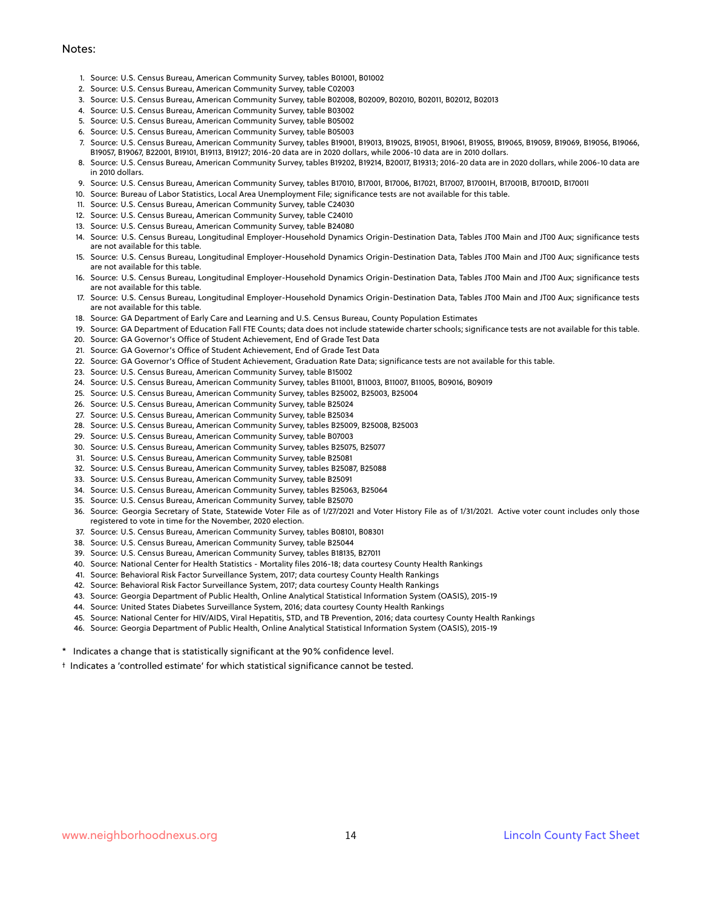Notes:

1. Source: U.S. Census Bureau, American Community Survey, tables B01001, B01002
2. Source: U.S. Census Bureau, American Community Survey, table C02003
3. Source: U.S. Census Bureau, American Community Survey, table B02008, B02009, B02010, B02011, B02012, B02013
4. Source: U.S. Census Bureau, American Community Survey, table B03002
5. Source: U.S. Census Bureau, American Community Survey, table B05002
6. Source: U.S. Census Bureau, American Community Survey, table B05003
7. Source: U.S. Census Bureau, American Community Survey, tables B19001, B19013, B19025, B19051, B19061, B19055, B19065, B19059, B19069, B19056, B19066, B19057, B19067, B22001, B19101, B19113, B19127; 2016-20 data are in 2020 dollars, while 2006-10 data are in 2010 dollars.
8. Source: U.S. Census Bureau, American Community Survey, tables B19202, B19214, B20017, B19313; 2016-20 data are in 2020 dollars, while 2006-10 data are in 2010 dollars.
9. Source: U.S. Census Bureau, American Community Survey, tables B17010, B17001, B17006, B17021, B17007, B17001H, B17001B, B17001D, B17001I
10. Source: Bureau of Labor Statistics, Local Area Unemployment File; significance tests are not available for this table.
11. Source: U.S. Census Bureau, American Community Survey, table C24030
12. Source: U.S. Census Bureau, American Community Survey, table C24010
13. Source: U.S. Census Bureau, American Community Survey, table B24080
14. Source: U.S. Census Bureau, Longitudinal Employer-Household Dynamics Origin-Destination Data, Tables JT00 Main and JT00 Aux; significance tests are not available for this table.
15. Source: U.S. Census Bureau, Longitudinal Employer-Household Dynamics Origin-Destination Data, Tables JT00 Main and JT00 Aux; significance tests are not available for this table.
16. Source: U.S. Census Bureau, Longitudinal Employer-Household Dynamics Origin-Destination Data, Tables JT00 Main and JT00 Aux; significance tests are not available for this table.
17. Source: U.S. Census Bureau, Longitudinal Employer-Household Dynamics Origin-Destination Data, Tables JT00 Main and JT00 Aux; significance tests are not available for this table.
18. Source: GA Department of Early Care and Learning and U.S. Census Bureau, County Population Estimates
19. Source: GA Department of Education Fall FTE Counts; data does not include statewide charter schools; significance tests are not available for this table.
20. Source: GA Governor's Office of Student Achievement, End of Grade Test Data
21. Source: GA Governor's Office of Student Achievement, End of Grade Test Data
22. Source: GA Governor's Office of Student Achievement, Graduation Rate Data; significance tests are not available for this table.
23. Source: U.S. Census Bureau, American Community Survey, table B15002
24. Source: U.S. Census Bureau, American Community Survey, tables B11001, B11003, B11007, B11005, B09016, B09019
25. Source: U.S. Census Bureau, American Community Survey, tables B25002, B25003, B25004
26. Source: U.S. Census Bureau, American Community Survey, table B25024
27. Source: U.S. Census Bureau, American Community Survey, table B25034
28. Source: U.S. Census Bureau, American Community Survey, tables B25009, B25008, B25003
29. Source: U.S. Census Bureau, American Community Survey, table B07003
30. Source: U.S. Census Bureau, American Community Survey, tables B25075, B25077
31. Source: U.S. Census Bureau, American Community Survey, table B25081
32. Source: U.S. Census Bureau, American Community Survey, tables B25087, B25088
33. Source: U.S. Census Bureau, American Community Survey, table B25091
34. Source: U.S. Census Bureau, American Community Survey, tables B25063, B25064
35. Source: U.S. Census Bureau, American Community Survey, table B25070
36. Source: Georgia Secretary of State, Statewide Voter File as of 1/27/2021 and Voter History File as of 1/31/2021. Active voter count includes only those registered to vote in time for the November, 2020 election.
37. Source: U.S. Census Bureau, American Community Survey, tables B08101, B08301
38. Source: U.S. Census Bureau, American Community Survey, table B25044
39. Source: U.S. Census Bureau, American Community Survey, tables B18135, B27011
40. Source: National Center for Health Statistics - Mortality files 2016-18; data courtesy County Health Rankings
41. Source: Behavioral Risk Factor Surveillance System, 2017; data courtesy County Health Rankings
42. Source: Behavioral Risk Factor Surveillance System, 2017; data courtesy County Health Rankings
43. Source: Georgia Department of Public Health, Online Analytical Statistical Information System (OASIS), 2015-19
44. Source: United States Diabetes Surveillance System, 2016; data courtesy County Health Rankings
45. Source: National Center for HIV/AIDS, Viral Hepatitis, STD, and TB Prevention, 2016; data courtesy County Health Rankings
46. Source: Georgia Department of Public Health, Online Analytical Statistical Information System (OASIS), 2015-19

\* Indicates a change that is statistically significant at the 90% confidence level.

† Indicates a 'controlled estimate' for which statistical significance cannot be tested.